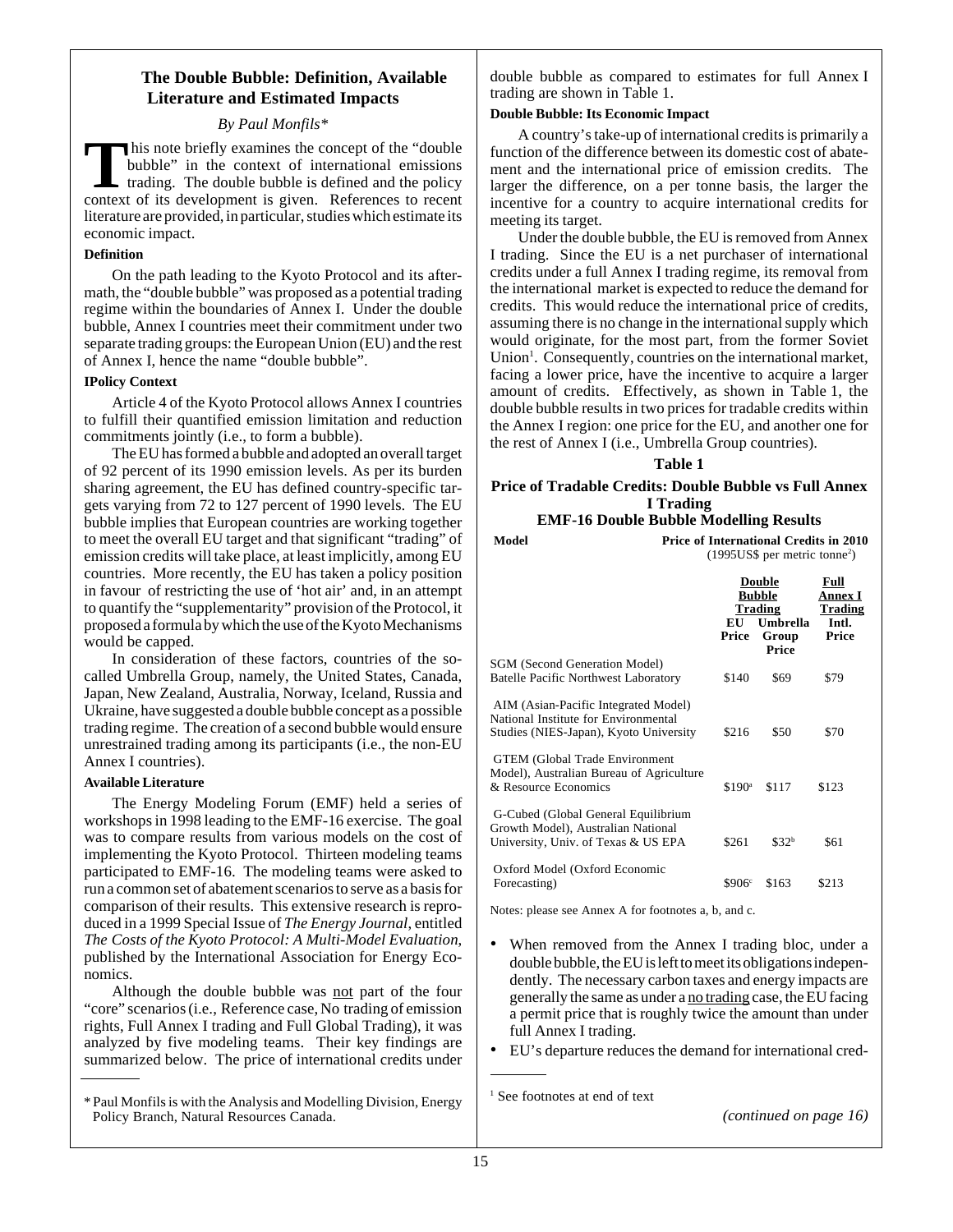## The Double Bubble: Definition, Available Literature and Estimated Impacts

*By Paul Monfils\**

This note briefly examines the concept of the "double bubble" in the context of international emissions trading. The double bubble is defined and the policy context of its development is given. References to recent literature are provided, in particular, studies which estimate its economic impact.

**Definition**

On the path leading to the Kyoto Protocol and its aftermath, the "double bubble" was proposed as a potential trading regime within the boundaries of Annex I. Under the double bubble, Annex I countries meet their commitment under two separate trading groups: the European Union (EU) and the rest of Annex I, hence the name "double bubble".

**IPolicy Context**

Article 4 of the Kyoto Protocol allows Annex I countries to fulfill their quantified emission limitation and reduction commitments jointly (i.e., to form a bubble).

The EU has formed a bubble and adopted an overall target of 92 percent of its 1990 emission levels. As per its burden sharing agreement, the EU has defined country-specific targets varying from 72 to 127 percent of 1990 levels. The EU bubble implies that European countries are working together to meet the overall EU target and that significant "trading" of emission credits will take place, at least implicitly, among EU countries. More recently, the EU has taken a policy position in favour of restricting the use of 'hot air' and, in an attempt to quantify the "supplementarity" provision of the Protocol, it proposed a formula by which the use of the Kyoto Mechanisms would be capped.

In consideration of these factors, countries of the so-called Umbrella Group, namely, the United States, Canada, Japan, New Zealand, Australia, Norway, Iceland, Russia and Ukraine, have suggested a double bubble concept as a possible trading regime. The creation of a second bubble would ensure unrestrained trading among its participants (i.e., the non-EU Annex I countries).

**Available Literature**

The Energy Modeling Forum (EMF) held a series of workshops in 1998 leading to the EMF-16 exercise. The goal was to compare results from various models on the cost of implementing the Kyoto Protocol. Thirteen modeling teams participated to EMF-16. The modeling teams were asked to run a common set of abatement scenarios to serve as a basis for comparison of their results. This extensive research is reproduced in a 1999 Special Issue of *The Energy Journal*, entitled *The Costs of the Kyoto Protocol: A Multi-Model Evaluation*, published by the International Association for Energy Economics.

Although the double bubble was not part of the four "core" scenarios (i.e., Reference case, No trading of emission rights, Full Annex I trading and Full Global Trading), it was analyzed by five modeling teams. Their key findings are summarized below. The price of international credits under double bubble as compared to estimates for full Annex I trading are shown in Table 1.

**Double Bubble: Its Economic Impact**

A country's take-up of international credits is primarily a function of the difference between its domestic cost of abatement and the international price of emission credits. The larger the difference, on a per tonne basis, the larger the incentive for a country to acquire international credits for meeting its target.

Under the double bubble, the EU is removed from Annex I trading. Since the EU is a net purchaser of international credits under a full Annex I trading regime, its removal from the international market is expected to reduce the demand for credits. This would reduce the international price of credits, assuming there is no change in the international supply which would originate, for the most part, from the former Soviet Union[1]. Consequently, countries on the international market, facing a lower price, have the incentive to acquire a larger amount of credits. Effectively, as shown in Table 1, the double bubble results in two prices for tradable credits within the Annex I region: one price for the EU, and another one for the rest of Annex I (i.e., Umbrella Group countries).

**Table 1**

**Price of Tradable Credits: Double Bubble vs Full Annex I Trading**
**EMF-16 Double Bubble Modelling Results**

| Model | Price of International Credits in 2010 (1995US$ per metric tonne[2]) | | |
|---|---|---|---|
| | Double Bubble Trading | | Full Annex I Trading |
| | EU Price | Umbrella Group Price | Intl. Price |
| SGM (Second Generation Model) Batelle Pacific Northwest Laboratory | \$140 | \$69 | \$79 |
| AIM (Asian-Pacific Integrated Model) National Institute for Environmental Studies (NIES-Japan), Kyoto University | \$216 | \$50 | \$70 |
| GTEM (Global Trade Environment Model), Australian Bureau of Agriculture & Resource Economics | \$190[a] | \$117 | \$123 |
| G-Cubed (Global General Equilibrium Growth Model), Australian National University, Univ. of Texas & US EPA | \$261 | \$32[b] | \$61 |
| Oxford Model (Oxford Economic Forecasting) | \$906[c] | \$163 | \$213 |

Notes: please see Annex A for footnotes a, b, and c.

- When removed from the Annex I trading bloc, under a double bubble, the EU is left to meet its obligations independently. The necessary carbon taxes and energy impacts are generally the same as under a no trading case, the EU facing a permit price that is roughly twice the amount than under full Annex I trading.
- EU's departure reduces the demand for international cred-

*(continued on page 16)*

---

\* Paul Monfils is with the Analysis and Modelling Division, Energy Policy Branch, Natural Resources Canada.

[1] See footnotes at end of text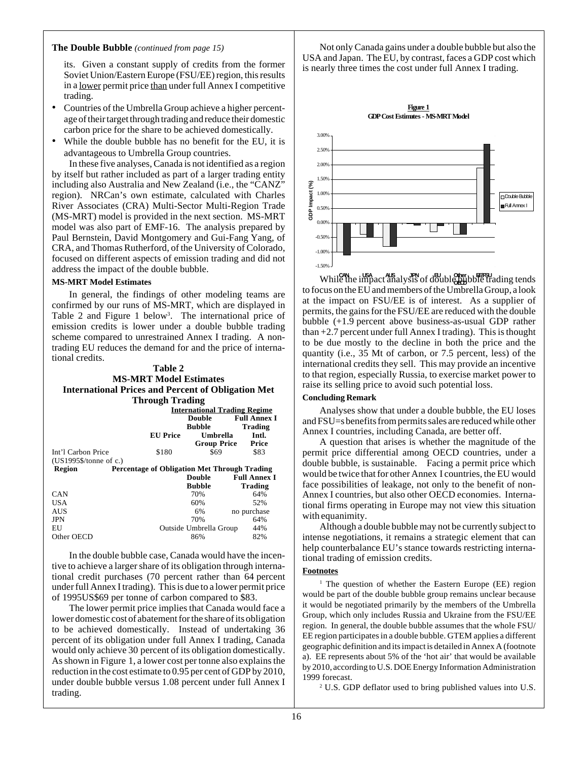**The Double Bubble** *(continued from page 15)*

its. Given a constant supply of credits from the former Soviet Union/Eastern Europe (FSU/EE) region, this results in a lower permit price than under full Annex I competitive trading.

- Countries of the Umbrella Group achieve a higher percentage of their target through trading and reduce their domestic carbon price for the share to be achieved domestically.
- While the double bubble has no benefit for the EU, it is advantageous to Umbrella Group countries.

In these five analyses, Canada is not identified as a region by itself but rather included as part of a larger trading entity including also Australia and New Zealand (i.e., the "CANZ" region). NRCan's own estimate, calculated with Charles River Associates (CRA) Multi-Sector Multi-Region Trade (MS-MRT) model is provided in the next section. MS-MRT model was also part of EMF-16. The analysis prepared by Paul Bernstein, David Montgomery and Gui-Fang Yang, of CRA, and Thomas Rutherford, of the University of Colorado, focused on different aspects of emission trading and did not address the impact of the double bubble.

**MS-MRT Model Estimates**

In general, the findings of other modeling teams are confirmed by our runs of MS-MRT, which are displayed in Table 2 and Figure 1 below[3]. The international price of emission credits is lower under a double bubble trading scheme compared to unrestrained Annex I trading. A non-trading EU reduces the demand for and the price of international credits.

**Table 2**
**MS-MRT Model Estimates**
**International Prices and Percent of Obligation Met Through Trading**

| | International Trading Regime | | |
|---|---|---|---|
| | EU Price | Double Bubble Umbrella Group Price | Full Annex I Trading Intl. Price |
| Int'l Carbon Price (US1995$/tonne of c.) | $180 | $69 | $83 |
| **Region** | **Percentage of Obligation Met Through Trading** | **Double Bubble** | **Full Annex I Trading** |
| CAN | | 70% | 64% |
| USA | | 60% | 52% |
| AUS | | 6% | no purchase |
| JPN | | 70% | 64% |
| EU | | Outside Umbrella Group | 44% |
| Other OECD | | 86% | 82% |

In the double bubble case, Canada would have the incentive to achieve a larger share of its obligation through international credit purchases (70 percent rather than 64 percent under full Annex I trading). This is due to a lower permit price of 1995US$69 per tonne of carbon compared to $83.

The lower permit price implies that Canada would face a lower domestic cost of abatement for the share of its obligation to be achieved domestically. Instead of undertaking 36 percent of its obligation under full Annex I trading, Canada would only achieve 30 percent of its obligation domestically. As shown in Figure 1, a lower cost per tonne also explains the reduction in the cost estimate to 0.95 per cent of GDP by 2010, under double bubble versus 1.08 percent under full Annex I trading.

Not only Canada gains under a double bubble but also the USA and Japan. The EU, by contrast, faces a GDP cost which is nearly three times the cost under full Annex I trading.

**Figure 1**
**GDP Cost Estimates - MS-MRT Model**

While the impact analysis of double bubble trading tends to focus on the EU and members of the Umbrella Group, a look at the impact on FSU/EE is of interest. As a supplier of permits, the gains for the FSU/EE are reduced with the double bubble (+1.9 percent above business-as-usual GDP rather than +2.7 percent under full Annex I trading). This is thought to be due mostly to the decline in both the price and the quantity (i.e., 35 Mt of carbon, or 7.5 percent, less) of the international credits they sell. This may provide an incentive to that region, especially Russia, to exercise market power to raise its selling price to avoid such potential loss.

**Concluding Remark**

Analyses show that under a double bubble, the EU loses and FSU=s benefits from permits sales are reduced while other Annex I countries, including Canada, are better off.

A question that arises is whether the magnitude of the permit price differential among OECD countries, under a double bubble, is sustainable. Facing a permit price which would be twice that for other Annex I countries, the EU would face possibilities of leakage, not only to the benefit of non-Annex I countries, but also other OECD economies. International firms operating in Europe may not view this situation with equanimity.

Although a double bubble may not be currently subject to intense negotiations, it remains a strategic element that can help counterbalance EU's stance towards restricting international trading of emission credits.

**Footnotes**

[1] The question of whether the Eastern Europe (EE) region would be part of the double bubble group remains unclear because it would be negotiated primarily by the members of the Umbrella Group, which only includes Russia and Ukraine from the FSU/EE region. In general, the double bubble assumes that the whole FSU/EE region participates in a double bubble. GTEM applies a different geographic definition and its impact is detailed in Annex A (footnote a). EE represents about 5% of the 'hot air' that would be available by 2010, according to U.S. DOE Energy Information Administration 1999 forecast.

[2] U.S. GDP deflator used to bring published values into U.S.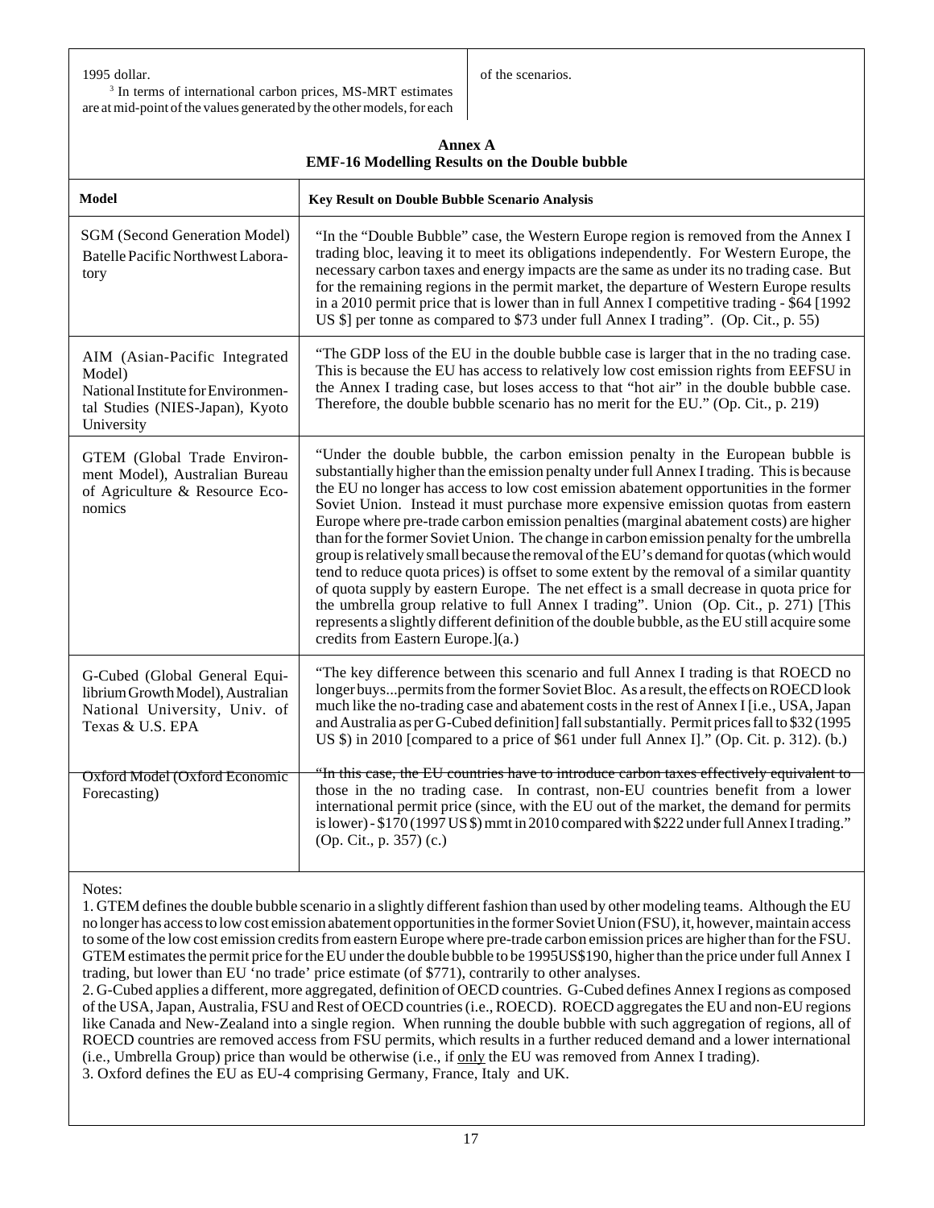1995 dollar.

[3] In terms of international carbon prices, MS-MRT estimates are at mid-point of the values generated by the other models, for each of the scenarios.

## Annex A
## EMF-16 Modelling Results on the Double bubble

| Model | Key Result on Double Bubble Scenario Analysis |
|---|---|
| SGM (Second Generation Model) Batelle Pacific Northwest Laboratory | "In the "Double Bubble" case, the Western Europe region is removed from the Annex I trading bloc, leaving it to meet its obligations independently. For Western Europe, the necessary carbon taxes and energy impacts are the same as under its no trading case. But for the remaining regions in the permit market, the departure of Western Europe results in a 2010 permit price that is lower than in full Annex I competitive trading - $64 [1992 US $] per tonne as compared to $73 under full Annex I trading". (Op. Cit., p. 55) |
| AIM (Asian-Pacific Integrated Model) National Institute for Environmental Studies (NIES-Japan), Kyoto University | "The GDP loss of the EU in the double bubble case is larger that in the no trading case. This is because the EU has access to relatively low cost emission rights from EEFSU in the Annex I trading case, but loses access to that "hot air" in the double bubble case. Therefore, the double bubble scenario has no merit for the EU." (Op. Cit., p. 219) |
| GTEM (Global Trade Environment Model), Australian Bureau of Agriculture & Resource Economics | "Under the double bubble, the carbon emission penalty in the European bubble is substantially higher than the emission penalty under full Annex I trading. This is because the EU no longer has access to low cost emission abatement opportunities in the former Soviet Union. Instead it must purchase more expensive emission quotas from eastern Europe where pre-trade carbon emission penalties (marginal abatement costs) are higher than for the former Soviet Union. The change in carbon emission penalty for the umbrella group is relatively small because the removal of the EU's demand for quotas (which would tend to reduce quota prices) is offset to some extent by the removal of a similar quantity of quota supply by eastern Europe. The net effect is a small decrease in quota price for the umbrella group relative to full Annex I trading". Union (Op. Cit., p. 271) [This represents a slightly different definition of the double bubble, as the EU still acquire some credits from Eastern Europe.](a.) |
| G-Cubed (Global General Equilibrium Growth Model), Australian National University, Univ. of Texas & U.S. EPA | "The key difference between this scenario and full Annex I trading is that ROECD no longer buys...permits from the former Soviet Bloc. As a result, the effects on ROECD look much like the no-trading case and abatement costs in the rest of Annex I [i.e., USA, Japan and Australia as per G-Cubed definition] fall substantially. Permit prices fall to $32 (1995 US $) in 2010 [compared to a price of $61 under full Annex I]." (Op. Cit. p. 312). (b.) |
| Oxford Model (Oxford Economic Forecasting) | "In this case, the EU countries have to introduce carbon taxes effectively equivalent to those in the no trading case. In contrast, non-EU countries benefit from a lower international permit price (since, with the EU out of the market, the demand for permits is lower) - $170 (1997 US $) mmt in 2010 compared with $222 under full Annex I trading." (Op. Cit., p. 357) (c.) |

Notes:

1. GTEM defines the double bubble scenario in a slightly different fashion than used by other modeling teams. Although the EU no longer has access to low cost emission abatement opportunities in the former Soviet Union (FSU), it, however, maintain access to some of the low cost emission credits from eastern Europe where pre-trade carbon emission prices are higher than for the FSU. GTEM estimates the permit price for the EU under the double bubble to be 1995US$190, higher than the price under full Annex I trading, but lower than EU 'no trade' price estimate (of $771), contrarily to other analyses.
2. G-Cubed applies a different, more aggregated, definition of OECD countries. G-Cubed defines Annex I regions as composed of the USA, Japan, Australia, FSU and Rest of OECD countries (i.e., ROECD). ROECD aggregates the EU and non-EU regions like Canada and New-Zealand into a single region. When running the double bubble with such aggregation of regions, all of ROECD countries are removed access from FSU permits, which results in a further reduced demand and a lower international (i.e., Umbrella Group) price than would be otherwise (i.e., if only the EU was removed from Annex I trading).
3. Oxford defines the EU as EU-4 comprising Germany, France, Italy and UK.